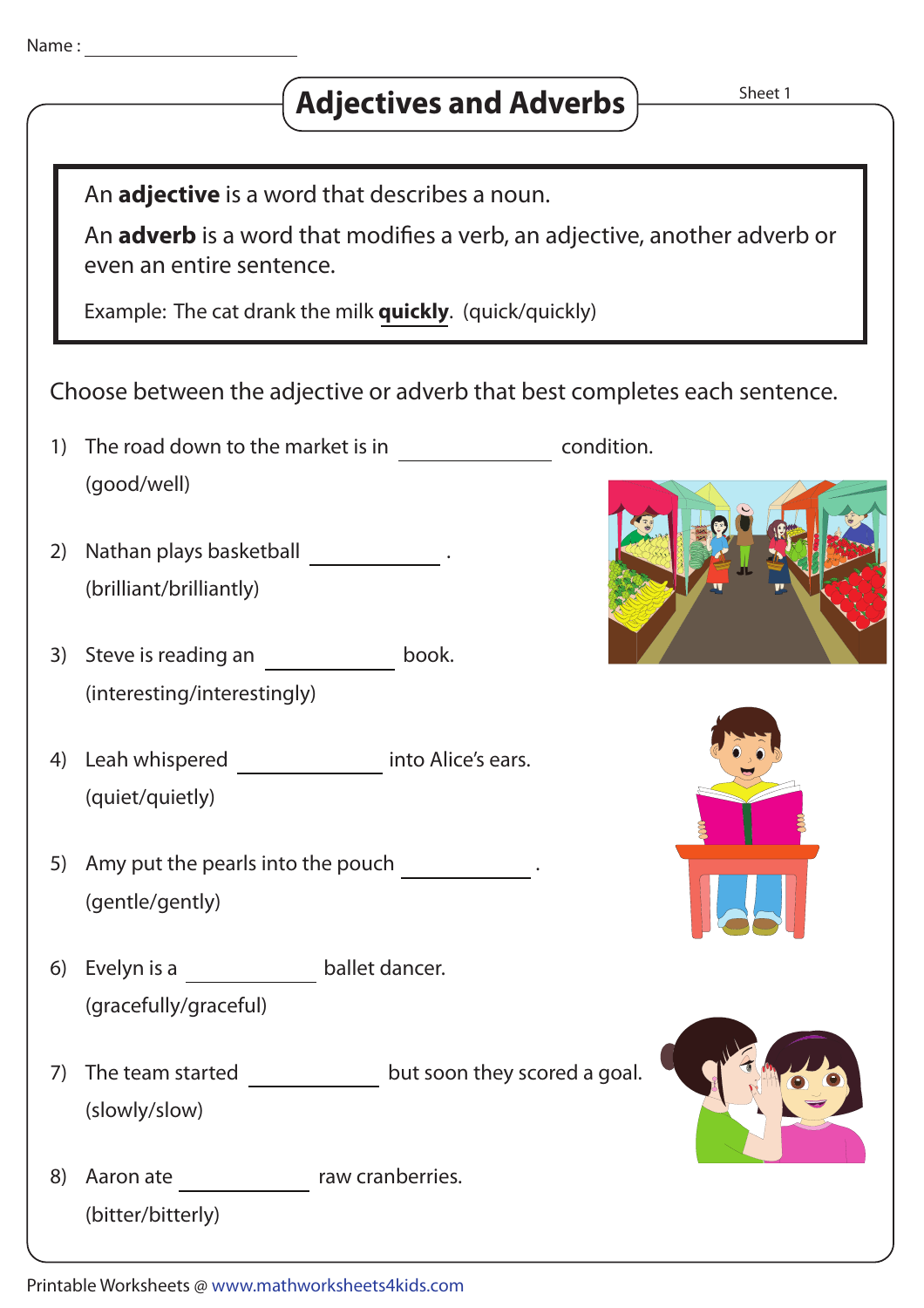Name : ____________________

# Adjectives and Adverbs

Sheet 1

An **adjective** is a word that describes a noun.

An **adverb** is a word that modifies a verb, an adjective, another adverb or even an entire sentence.

Example: The cat drank the milk **quickly**. (quick/quickly)

Choose between the adjective or adverb that best completes each sentence.

1) The road down to the market is in ____________ condition.
   (good/well)

2) Nathan plays basketball ____________ .
   (brilliant/brilliantly)

3) Steve is reading an ____________ book.
   (interesting/interestingly)

4) Leah whispered ____________ into Alice's ears.
   (quiet/quietly)

5) Amy put the pearls into the pouch ____________ .
   (gentle/gently)

6) Evelyn is a ____________ ballet dancer.
   (gracefully/graceful)

7) The team started ____________ but soon they scored a goal.
   (slowly/slow)

8) Aaron ate ____________ raw cranberries.
   (bitter/bitterly)

Printable Worksheets @ www.mathworksheets4kids.com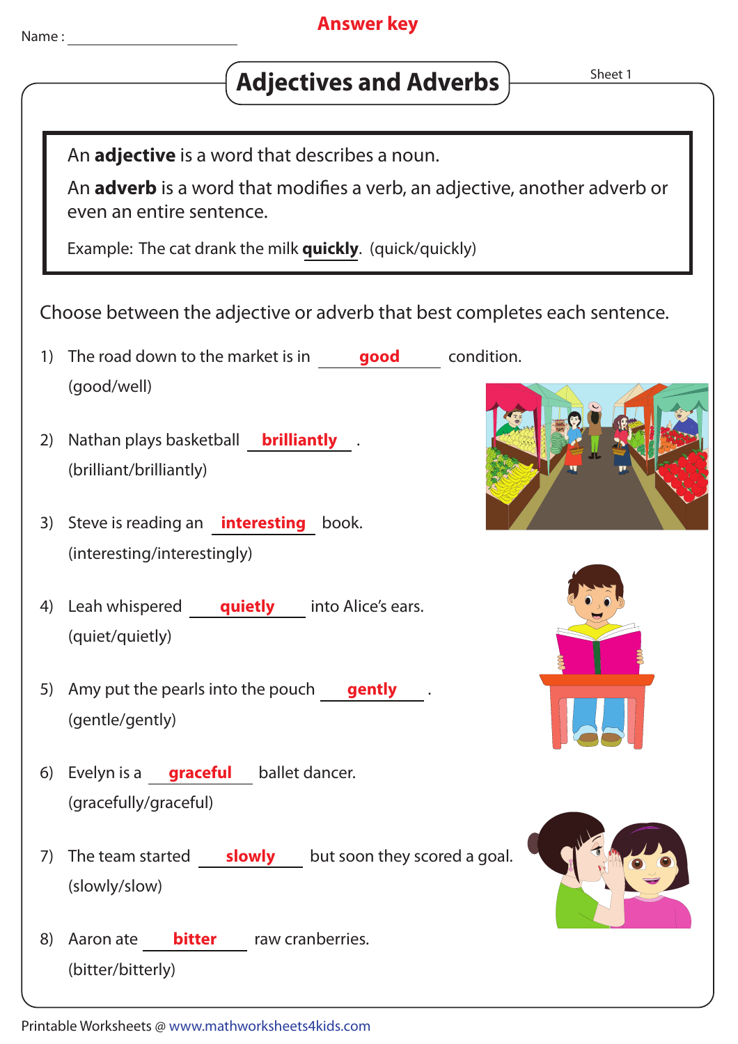Name : ____________________

**Answer key**

# Adjectives and Adverbs

Sheet 1

An **adjective** is a word that describes a noun.

An **adverb** is a word that modifies a verb, an adjective, another adverb or even an entire sentence.

Example: The cat drank the milk **quickly**. (quick/quickly)

Choose between the adjective or adverb that best completes each sentence.

1) The road down to the market is in **good** condition.
   (good/well)

2) Nathan plays basketball **brilliantly** .
   (brilliant/brilliantly)

3) Steve is reading an **interesting** book.
   (interesting/interestingly)

4) Leah whispered **quietly** into Alice's ears.
   (quiet/quietly)

5) Amy put the pearls into the pouch **gently** .
   (gentle/gently)

6) Evelyn is a **graceful** ballet dancer.
   (gracefully/graceful)

7) The team started **slowly** but soon they scored a goal.
   (slowly/slow)

8) Aaron ate **bitter** raw cranberries.
   (bitter/bitterly)

Printable Worksheets @ www.mathworksheets4kids.com